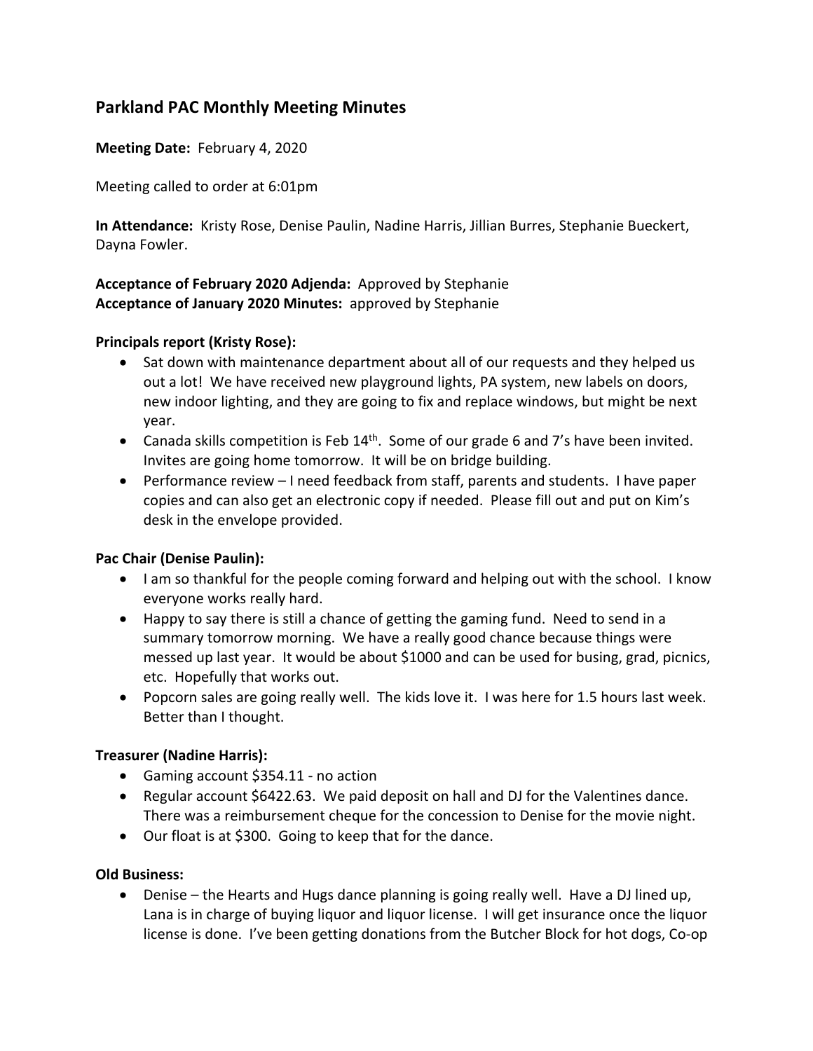## Parkland PAC Monthly Meeting Minutes

**Meeting Date:** February 4, 2020

Meeting called to order at 6:01pm

**In Attendance:** Kristy Rose, Denise Paulin, Nadine Harris, Jillian Burres, Stephanie Bueckert, Dayna Fowler.

**Acceptance of February 2020 Adjenda:** Approved by Stephanie
**Acceptance of January 2020 Minutes:** approved by Stephanie

**Principals report (Kristy Rose):**

- Sat down with maintenance department about all of our requests and they helped us out a lot! We have received new playground lights, PA system, new labels on doors, new indoor lighting, and they are going to fix and replace windows, but might be next year.
- Canada skills competition is Feb 14th. Some of our grade 6 and 7's have been invited. Invites are going home tomorrow. It will be on bridge building.
- Performance review – I need feedback from staff, parents and students. I have paper copies and can also get an electronic copy if needed. Please fill out and put on Kim's desk in the envelope provided.

**Pac Chair (Denise Paulin):**

- I am so thankful for the people coming forward and helping out with the school. I know everyone works really hard.
- Happy to say there is still a chance of getting the gaming fund. Need to send in a summary tomorrow morning. We have a really good chance because things were messed up last year. It would be about $1000 and can be used for busing, grad, picnics, etc. Hopefully that works out.
- Popcorn sales are going really well. The kids love it. I was here for 1.5 hours last week. Better than I thought.

**Treasurer (Nadine Harris):**

- Gaming account $354.11 - no action
- Regular account $6422.63. We paid deposit on hall and DJ for the Valentines dance. There was a reimbursement cheque for the concession to Denise for the movie night.
- Our float is at $300. Going to keep that for the dance.

**Old Business:**

- Denise – the Hearts and Hugs dance planning is going really well. Have a DJ lined up, Lana is in charge of buying liquor and liquor license. I will get insurance once the liquor license is done. I've been getting donations from the Butcher Block for hot dogs, Co-op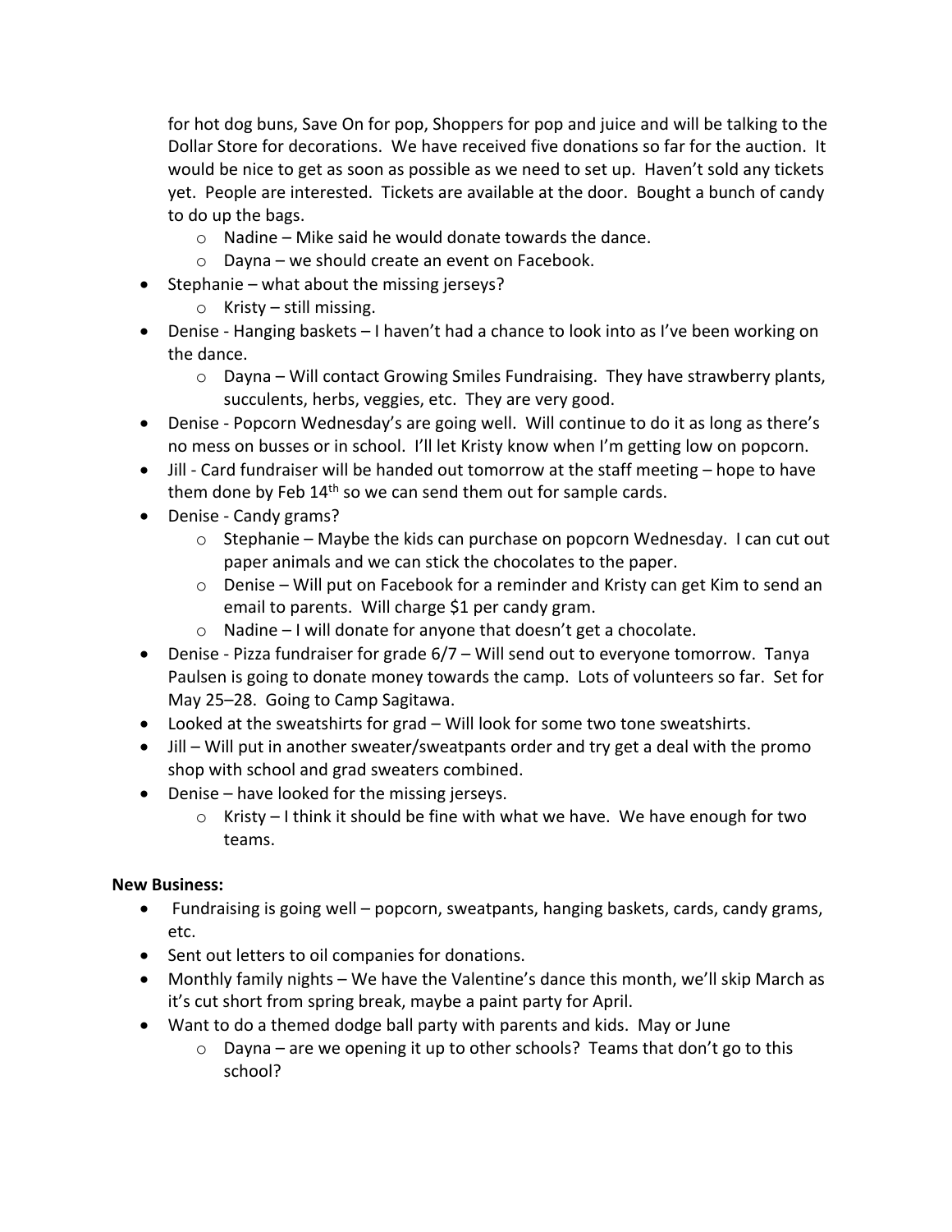for hot dog buns, Save On for pop, Shoppers for pop and juice and will be talking to the Dollar Store for decorations. We have received five donations so far for the auction. It would be nice to get as soon as possible as we need to set up. Haven't sold any tickets yet. People are interested. Tickets are available at the door. Bought a bunch of candy to do up the bags.

  - Nadine – Mike said he would donate towards the dance.
  - Dayna – we should create an event on Facebook.

- Stephanie – what about the missing jerseys?
  - Kristy – still missing.
- Denise - Hanging baskets – I haven't had a chance to look into as I've been working on the dance.
  - Dayna – Will contact Growing Smiles Fundraising. They have strawberry plants, succulents, herbs, veggies, etc. They are very good.
- Denise - Popcorn Wednesday's are going well. Will continue to do it as long as there's no mess on busses or in school. I'll let Kristy know when I'm getting low on popcorn.
- Jill - Card fundraiser will be handed out tomorrow at the staff meeting – hope to have them done by Feb 14th so we can send them out for sample cards.
- Denise - Candy grams?
  - Stephanie – Maybe the kids can purchase on popcorn Wednesday. I can cut out paper animals and we can stick the chocolates to the paper.
  - Denise – Will put on Facebook for a reminder and Kristy can get Kim to send an email to parents. Will charge $1 per candy gram.
  - Nadine – I will donate for anyone that doesn't get a chocolate.
- Denise - Pizza fundraiser for grade 6/7 – Will send out to everyone tomorrow. Tanya Paulsen is going to donate money towards the camp. Lots of volunteers so far. Set for May 25–28. Going to Camp Sagitawa.
- Looked at the sweatshirts for grad – Will look for some two tone sweatshirts.
- Jill – Will put in another sweater/sweatpants order and try get a deal with the promo shop with school and grad sweaters combined.
- Denise – have looked for the missing jerseys.
  - Kristy – I think it should be fine with what we have. We have enough for two teams.

**New Business:**

- Fundraising is going well – popcorn, sweatpants, hanging baskets, cards, candy grams, etc.
- Sent out letters to oil companies for donations.
- Monthly family nights – We have the Valentine's dance this month, we'll skip March as it's cut short from spring break, maybe a paint party for April.
- Want to do a themed dodge ball party with parents and kids. May or June
  - Dayna – are we opening it up to other schools? Teams that don't go to this school?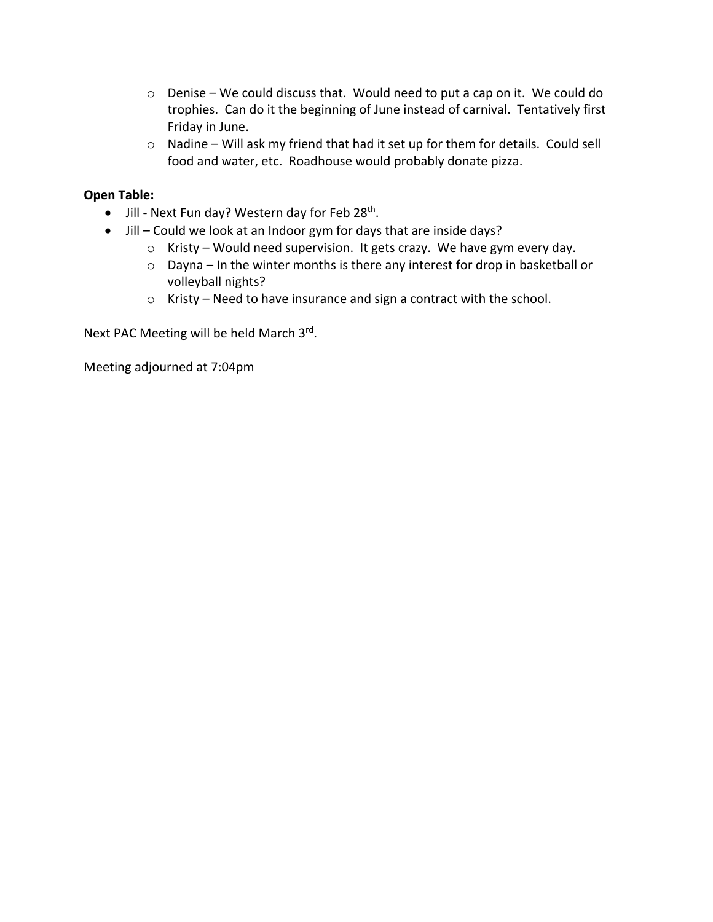- Denise – We could discuss that. Would need to put a cap on it. We could do trophies. Can do it the beginning of June instead of carnival. Tentatively first Friday in June.
  - Nadine – Will ask my friend that had it set up for them for details. Could sell food and water, etc. Roadhouse would probably donate pizza.

**Open Table:**

- Jill - Next Fun day? Western day for Feb 28th.
- Jill – Could we look at an Indoor gym for days that are inside days?
  - Kristy – Would need supervision. It gets crazy. We have gym every day.
  - Dayna – In the winter months is there any interest for drop in basketball or volleyball nights?
  - Kristy – Need to have insurance and sign a contract with the school.

Next PAC Meeting will be held March 3rd.

Meeting adjourned at 7:04pm